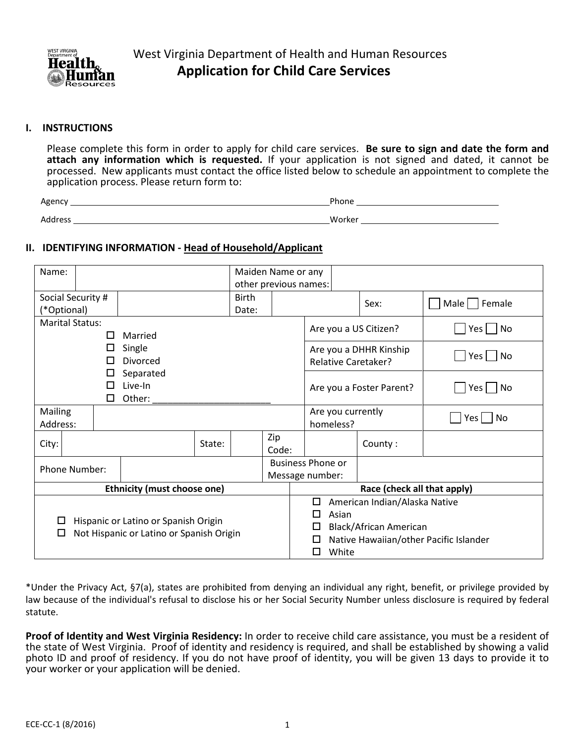West Virginia Department of Health and Human Resources

# Application for Child Care Services

## I. INSTRUCTIONS

Please complete this form in order to apply for child care services. **Be sure to sign and date the form and attach any information which is requested.** If your application is not signed and dated, it cannot be processed. New applicants must contact the office listed below to schedule an appointment to complete the application process. Please return form to:

Agency ______________________________ Phone ______________________________

Address ______________________________ Worker ______________________________

## II. IDENTIFYING INFORMATION - Head of Household/Applicant

| | | | | | |
|---|---|---|---|---|---|
| Name: | | Maiden Name or any other previous names: | | | |
| Social Security # (*Optional) | | Birth Date: | | Sex: | ☐ Male ☐ Female |
| Marital Status: ☐ Married ☐ Single ☐ Divorced ☐ Separated ☐ Live-In ☐ Other: ___________ | | | | Are you a US Citizen? | ☐ Yes ☐ No |
| | | | | Are you a DHHR Kinship Relative Caretaker? | ☐ Yes ☐ No |
| | | | | Are you a Foster Parent? | ☐ Yes ☐ No |
| Mailing Address: | | | | Are you currently homeless? | ☐ Yes ☐ No |
| City: | | State: | Zip Code: | County: | |
| Phone Number: | | Business Phone or Message number: | | | |
| **Ethnicity (must choose one)** | | | **Race (check all that apply)** | | |
| ☐ Hispanic or Latino or Spanish Origin<br>☐ Not Hispanic or Latino or Spanish Origin | | | ☐ American Indian/Alaska Native<br>☐ Asian<br>☐ Black/African American<br>☐ Native Hawaiian/other Pacific Islander<br>☐ White | | |

*Under the Privacy Act, §7(a), states are prohibited from denying an individual any right, benefit, or privilege provided by law because of the individual's refusal to disclose his or her Social Security Number unless disclosure is required by federal statute.

**Proof of Identity and West Virginia Residency:** In order to receive child care assistance, you must be a resident of the state of West Virginia. Proof of identity and residency is required, and shall be established by showing a valid photo ID and proof of residency. If you do not have proof of identity, you will be given 13 days to provide it to your worker or your application will be denied.

ECE-CC-1 (8/2016)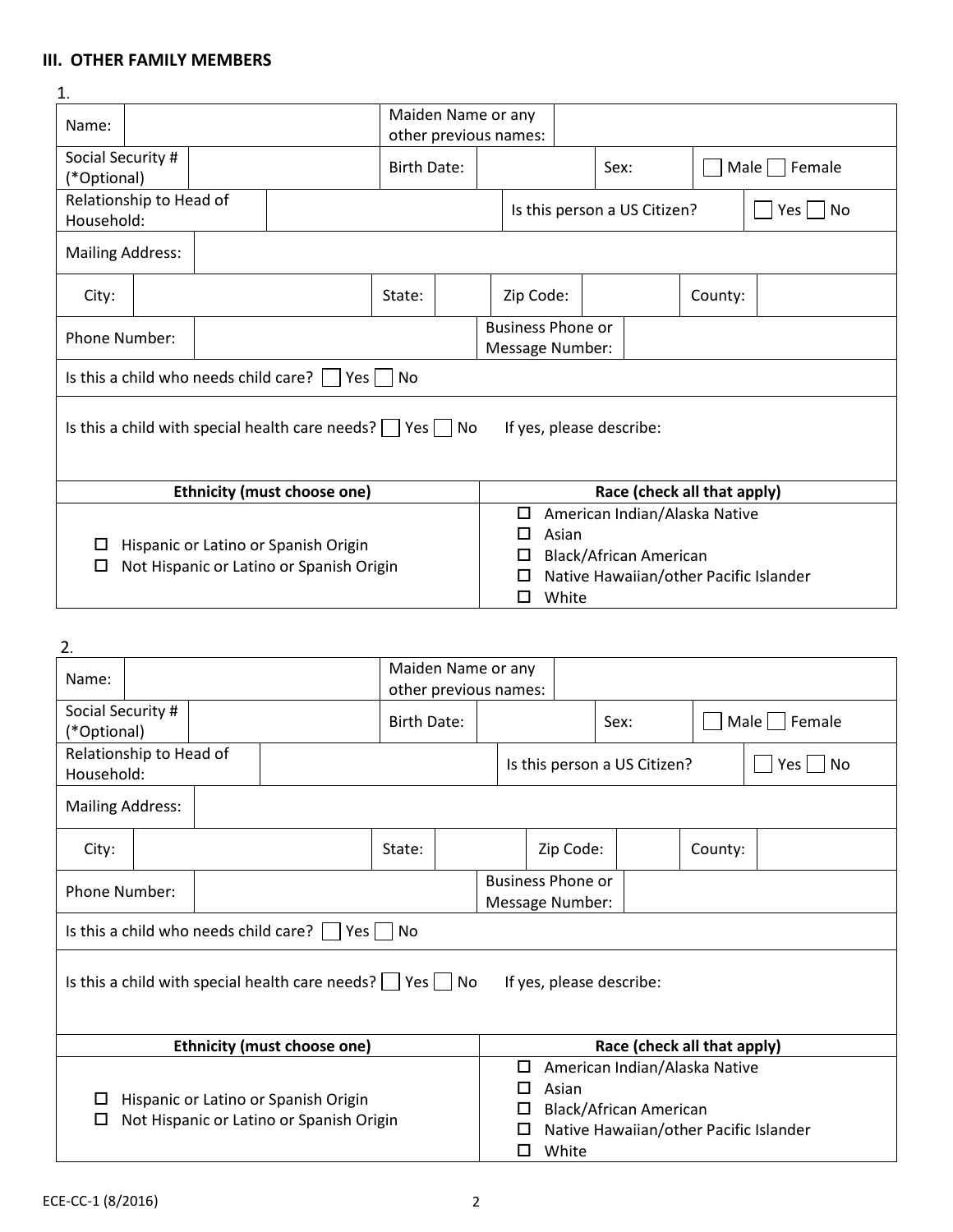## III. OTHER FAMILY MEMBERS

1.

| | | | | | |
|---|---|---|---|---|---|
| Name: | | Maiden Name or any other previous names: | | | |
| Social Security # (*Optional) | | Birth Date: | | Sex: | ☐ Male ☐ Female |
| Relationship to Head of Household: | | | Is this person a US Citizen? | | ☐ Yes ☐ No |
| Mailing Address: | | | | | |
| City: | | State: | | Zip Code: | County: |
| Phone Number: | | Business Phone or Message Number: | | | |
| Is this a child who needs child care? ☐ Yes ☐ No | | | | | |
| Is this a child with special health care needs? ☐ Yes ☐ No If yes, please describe: | | | | | |

| Ethnicity (must choose one) | Race (check all that apply) |
|---|---|
| ☐ Hispanic or Latino or Spanish Origin<br>☐ Not Hispanic or Latino or Spanish Origin | ☐ American Indian/Alaska Native<br>☐ Asian<br>☐ Black/African American<br>☐ Native Hawaiian/other Pacific Islander<br>☐ White |

2.

| | | | | | |
|---|---|---|---|---|---|
| Name: | | Maiden Name or any other previous names: | | | |
| Social Security # (*Optional) | | Birth Date: | | Sex: | ☐ Male ☐ Female |
| Relationship to Head of Household: | | | Is this person a US Citizen? | | ☐ Yes ☐ No |
| Mailing Address: | | | | | |
| City: | | State: | | Zip Code: | County: |
| Phone Number: | | Business Phone or Message Number: | | | |
| Is this a child who needs child care? ☐ Yes ☐ No | | | | | |
| Is this a child with special health care needs? ☐ Yes ☐ No If yes, please describe: | | | | | |

| Ethnicity (must choose one) | Race (check all that apply) |
|---|---|
| ☐ Hispanic or Latino or Spanish Origin<br>☐ Not Hispanic or Latino or Spanish Origin | ☐ American Indian/Alaska Native<br>☐ Asian<br>☐ Black/African American<br>☐ Native Hawaiian/other Pacific Islander<br>☐ White |

ECE-CC-1 (8/2016)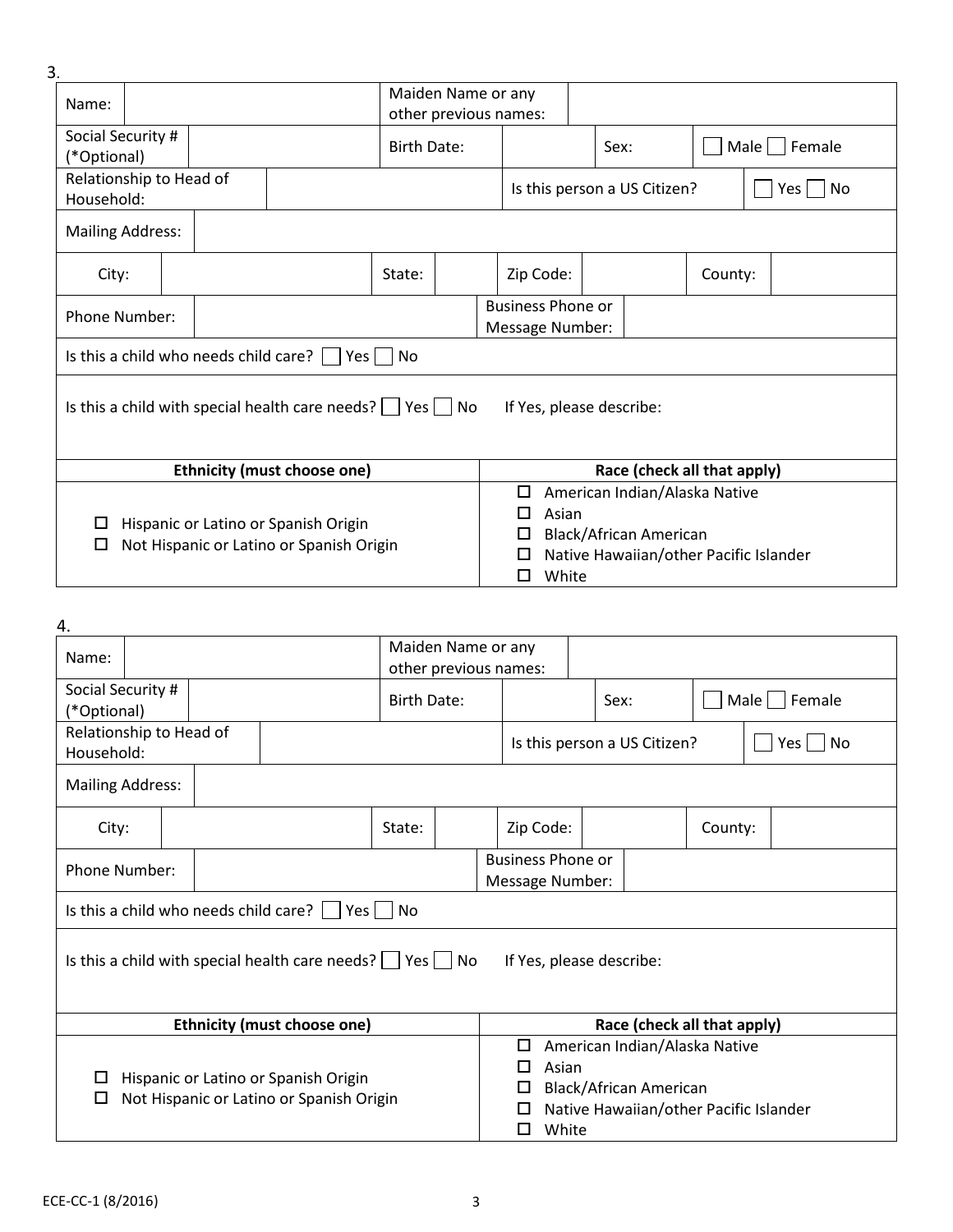3.

| Name: | | Maiden Name or any other previous names: | | | |
|---|---|---|---|---|---|
| Social Security # (*Optional) | | Birth Date: | | Sex: | ☐ Male ☐ Female |
| Relationship to Head of Household: | | Is this person a US Citizen? | | ☐ Yes ☐ No | |
| Mailing Address: | | | | | |
| City: | | State: | | Zip Code: | | County: | |
| Phone Number: | | Business Phone or Message Number: | | | |
| Is this a child who needs child care? ☐ Yes ☐ No | | | | | |
| Is this a child with special health care needs? ☐ Yes ☐ No If Yes, please describe: | | | | | |

| Ethnicity (must choose one) | Race (check all that apply) |
|---|---|
| ☐ Hispanic or Latino or Spanish Origin<br>☐ Not Hispanic or Latino or Spanish Origin | ☐ American Indian/Alaska Native<br>☐ Asian<br>☐ Black/African American<br>☐ Native Hawaiian/other Pacific Islander<br>☐ White |

4.

| Name: | | Maiden Name or any other previous names: | | | |
|---|---|---|---|---|---|
| Social Security # (*Optional) | | Birth Date: | | Sex: | ☐ Male ☐ Female |
| Relationship to Head of Household: | | Is this person a US Citizen? | | ☐ Yes ☐ No | |
| Mailing Address: | | | | | |
| City: | | State: | | Zip Code: | | County: | |
| Phone Number: | | Business Phone or Message Number: | | | |
| Is this a child who needs child care? ☐ Yes ☐ No | | | | | |
| Is this a child with special health care needs? ☐ Yes ☐ No If Yes, please describe: | | | | | |

| Ethnicity (must choose one) | Race (check all that apply) |
|---|---|
| ☐ Hispanic or Latino or Spanish Origin<br>☐ Not Hispanic or Latino or Spanish Origin | ☐ American Indian/Alaska Native<br>☐ Asian<br>☐ Black/African American<br>☐ Native Hawaiian/other Pacific Islander<br>☐ White |

ECE-CC-1 (8/2016)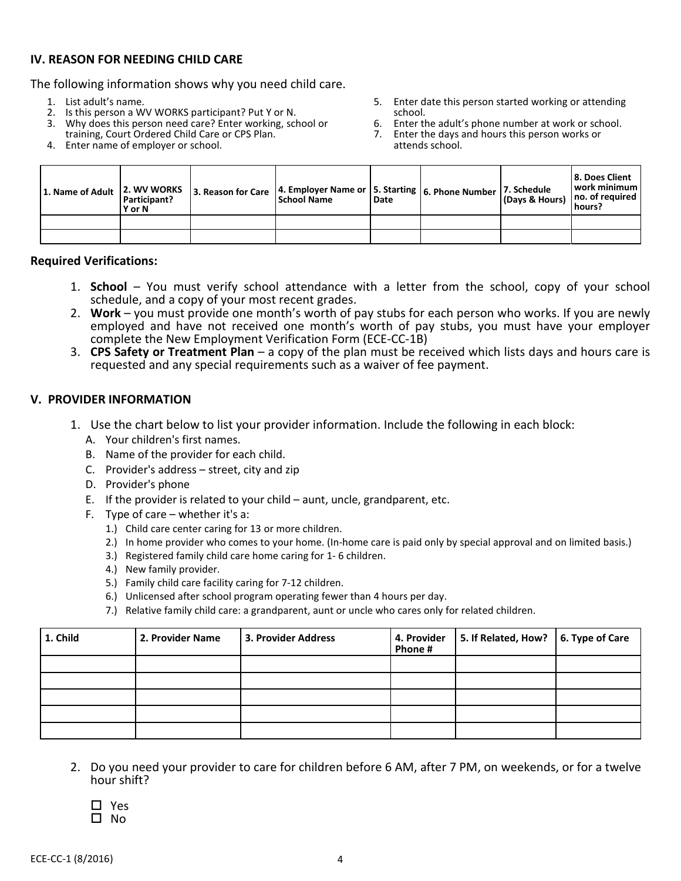### IV. REASON FOR NEEDING CHILD CARE

The following information shows why you need child care.

1. List adult's name.
2. Is this person a WV WORKS participant? Put Y or N.
3. Why does this person need care? Enter working, school or training, Court Ordered Child Care or CPS Plan.
4. Enter name of employer or school.
5. Enter date this person started working or attending school.
6. Enter the adult's phone number at work or school.
7. Enter the days and hours this person works or attends school.

| 1. Name of Adult | 2. WV WORKS Participant? Y or N | 3. Reason for Care | 4. Employer Name or School Name | 5. Starting Date | 6. Phone Number | 7. Schedule (Days & Hours) | 8. Does Client work minimum no. of required hours? |
|---|---|---|---|---|---|---|---|
| | | | | | | | |
| | | | | | | | |

**Required Verifications:**

1. **School** – You must verify school attendance with a letter from the school, copy of your school schedule, and a copy of your most recent grades.
2. **Work** – you must provide one month's worth of pay stubs for each person who works. If you are newly employed and have not received one month's worth of pay stubs, you must have your employer complete the New Employment Verification Form (ECE-CC-1B)
3. **CPS Safety or Treatment Plan** – a copy of the plan must be received which lists days and hours care is requested and any special requirements such as a waiver of fee payment.

### V. PROVIDER INFORMATION

1. Use the chart below to list your provider information. Include the following in each block:
   - A. Your children's first names.
   - B. Name of the provider for each child.
   - C. Provider's address – street, city and zip
   - D. Provider's phone
   - E. If the provider is related to your child – aunt, uncle, grandparent, etc.
   - F. Type of care – whether it's a:
     - 1.) Child care center caring for 13 or more children.
     - 2.) In home provider who comes to your home. (In-home care is paid only by special approval and on limited basis.)
     - 3.) Registered family child care home caring for 1- 6 children.
     - 4.) New family provider.
     - 5.) Family child care facility caring for 7-12 children.
     - 6.) Unlicensed after school program operating fewer than 4 hours per day.
     - 7.) Relative family child care: a grandparent, aunt or uncle who cares only for related children.

| 1. Child | 2. Provider Name | 3. Provider Address | 4. Provider Phone # | 5. If Related, How? | 6. Type of Care |
|---|---|---|---|---|---|
| | | | | | |
| | | | | | |
| | | | | | |
| | | | | | |
| | | | | | |

2. Do you need your provider to care for children before 6 AM, after 7 PM, on weekends, or for a twelve hour shift?

   ☐ Yes
   ☐ No

ECE-CC-1 (8/2016)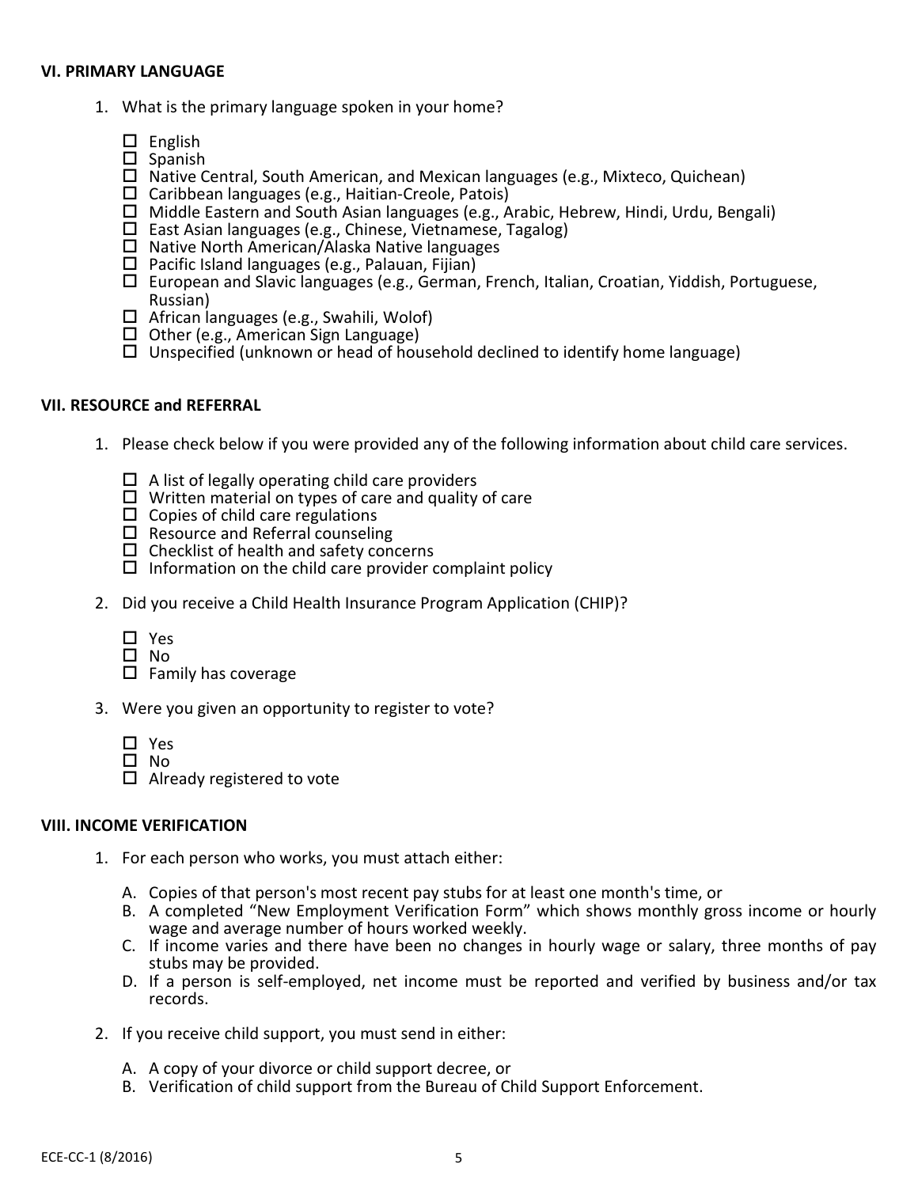**VI. PRIMARY LANGUAGE**

1. What is the primary language spoken in your home?

   - ☐ English
   - ☐ Spanish
   - ☐ Native Central, South American, and Mexican languages (e.g., Mixteco, Quichean)
   - ☐ Caribbean languages (e.g., Haitian-Creole, Patois)
   - ☐ Middle Eastern and South Asian languages (e.g., Arabic, Hebrew, Hindi, Urdu, Bengali)
   - ☐ East Asian languages (e.g., Chinese, Vietnamese, Tagalog)
   - ☐ Native North American/Alaska Native languages
   - ☐ Pacific Island languages (e.g., Palauan, Fijian)
   - ☐ European and Slavic languages (e.g., German, French, Italian, Croatian, Yiddish, Portuguese, Russian)
   - ☐ African languages (e.g., Swahili, Wolof)
   - ☐ Other (e.g., American Sign Language)
   - ☐ Unspecified (unknown or head of household declined to identify home language)

**VII. RESOURCE and REFERRAL**

1. Please check below if you were provided any of the following information about child care services.

   - ☐ A list of legally operating child care providers
   - ☐ Written material on types of care and quality of care
   - ☐ Copies of child care regulations
   - ☐ Resource and Referral counseling
   - ☐ Checklist of health and safety concerns
   - ☐ Information on the child care provider complaint policy

2. Did you receive a Child Health Insurance Program Application (CHIP)?

   - ☐ Yes
   - ☐ No
   - ☐ Family has coverage

3. Were you given an opportunity to register to vote?

   - ☐ Yes
   - ☐ No
   - ☐ Already registered to vote

**VIII. INCOME VERIFICATION**

1. For each person who works, you must attach either:

   A. Copies of that person's most recent pay stubs for at least one month's time, or
   B. A completed "New Employment Verification Form" which shows monthly gross income or hourly wage and average number of hours worked weekly.
   C. If income varies and there have been no changes in hourly wage or salary, three months of pay stubs may be provided.
   D. If a person is self-employed, net income must be reported and verified by business and/or tax records.

2. If you receive child support, you must send in either:

   A. A copy of your divorce or child support decree, or
   B. Verification of child support from the Bureau of Child Support Enforcement.

ECE-CC-1 (8/2016)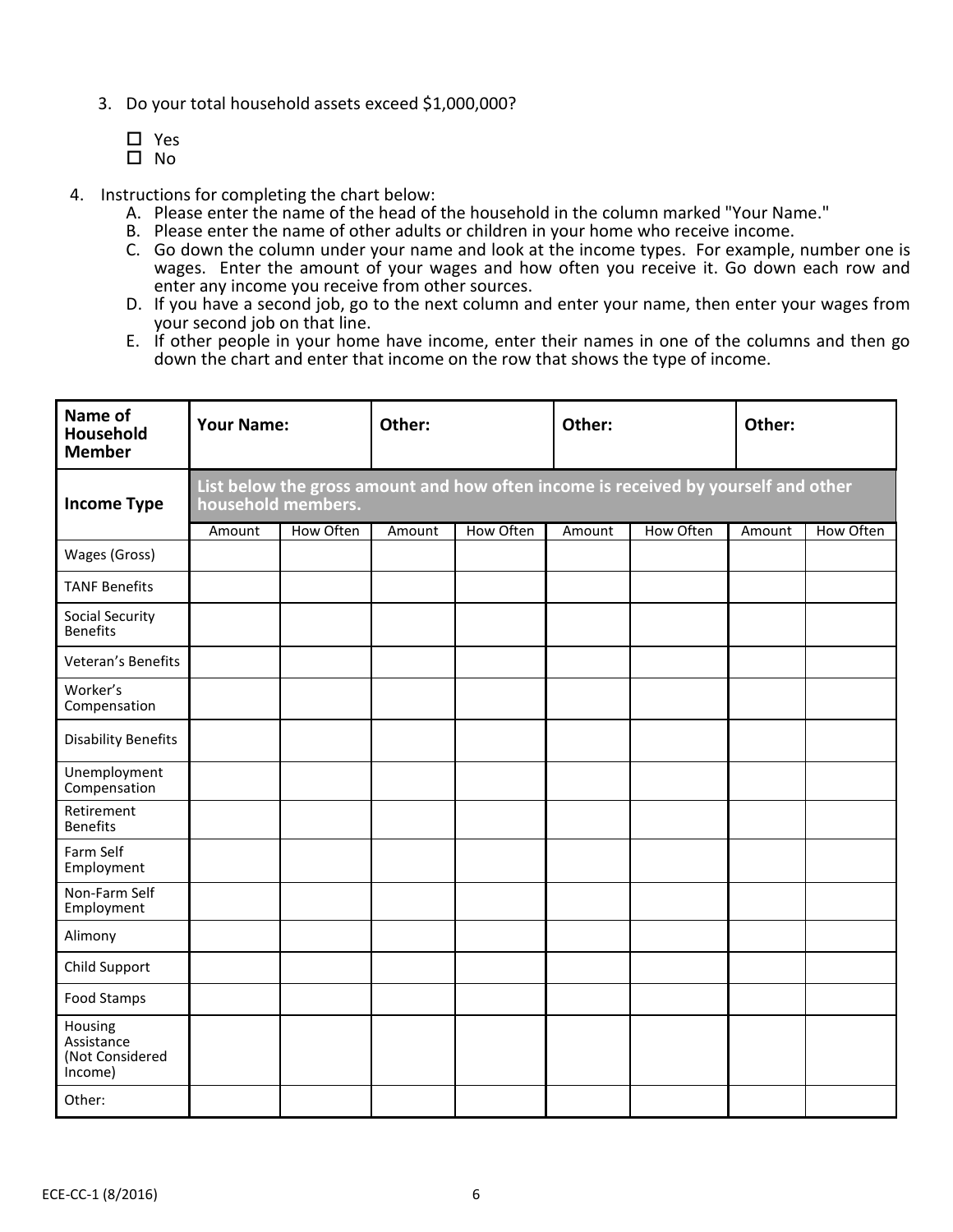3. Do your total household assets exceed $1,000,000?

   ☐ Yes
   ☐ No

4. Instructions for completing the chart below:
   A. Please enter the name of the head of the household in the column marked "Your Name."
   B. Please enter the name of other adults or children in your home who receive income.
   C. Go down the column under your name and look at the income types. For example, number one is wages. Enter the amount of your wages and how often you receive it. Go down each row and enter any income you receive from other sources.
   D. If you have a second job, go to the next column and enter your name, then enter your wages from your second job on that line.
   E. If other people in your home have income, enter their names in one of the columns and then go down the chart and enter that income on the row that shows the type of income.

| **Name of Household Member** | **Your Name:** | | **Other:** | | **Other:** | | **Other:** | |
|---|---|---|---|---|---|---|---|---|
| **Income Type** | **List below the gross amount and how often income is received by yourself and other household members.** | | | | | | | |
| | Amount | How Often | Amount | How Often | Amount | How Often | Amount | How Often |
| Wages (Gross) | | | | | | | | |
| TANF Benefits | | | | | | | | |
| Social Security Benefits | | | | | | | | |
| Veteran's Benefits | | | | | | | | |
| Worker's Compensation | | | | | | | | |
| Disability Benefits | | | | | | | | |
| Unemployment Compensation | | | | | | | | |
| Retirement Benefits | | | | | | | | |
| Farm Self Employment | | | | | | | | |
| Non-Farm Self Employment | | | | | | | | |
| Alimony | | | | | | | | |
| Child Support | | | | | | | | |
| Food Stamps | | | | | | | | |
| Housing Assistance (Not Considered Income) | | | | | | | | |
| Other: | | | | | | | | |

ECE-CC-1 (8/2016)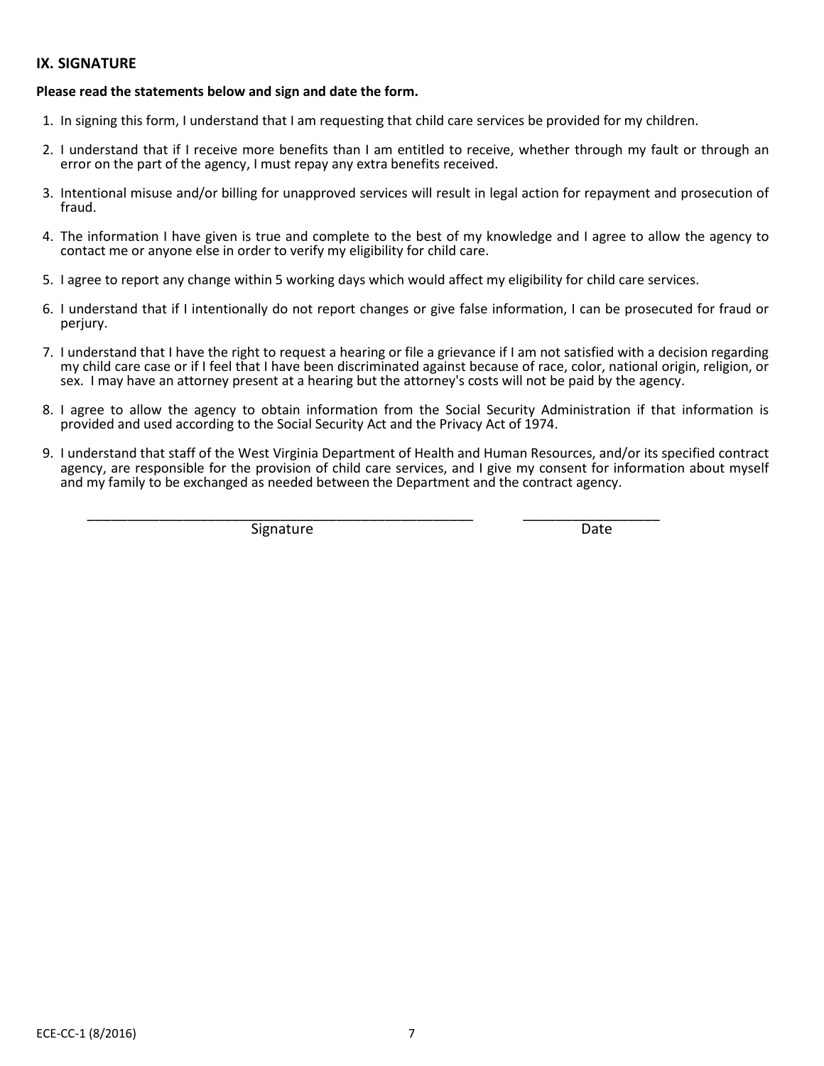## IX. SIGNATURE

**Please read the statements below and sign and date the form.**

1. In signing this form, I understand that I am requesting that child care services be provided for my children.
2. I understand that if I receive more benefits than I am entitled to receive, whether through my fault or through an error on the part of the agency, I must repay any extra benefits received.
3. Intentional misuse and/or billing for unapproved services will result in legal action for repayment and prosecution of fraud.
4. The information I have given is true and complete to the best of my knowledge and I agree to allow the agency to contact me or anyone else in order to verify my eligibility for child care.
5. I agree to report any change within 5 working days which would affect my eligibility for child care services.
6. I understand that if I intentionally do not report changes or give false information, I can be prosecuted for fraud or perjury.
7. I understand that I have the right to request a hearing or file a grievance if I am not satisfied with a decision regarding my child care case or if I feel that I have been discriminated against because of race, color, national origin, religion, or sex. I may have an attorney present at a hearing but the attorney's costs will not be paid by the agency.
8. I agree to allow the agency to obtain information from the Social Security Administration if that information is provided and used according to the Social Security Act and the Privacy Act of 1974.
9. I understand that staff of the West Virginia Department of Health and Human Resources, and/or its specified contract agency, are responsible for the provision of child care services, and I give my consent for information about myself and my family to be exchanged as needed between the Department and the contract agency.

_____________________________________________________ Signature

__________________ Date

ECE-CC-1 (8/2016)